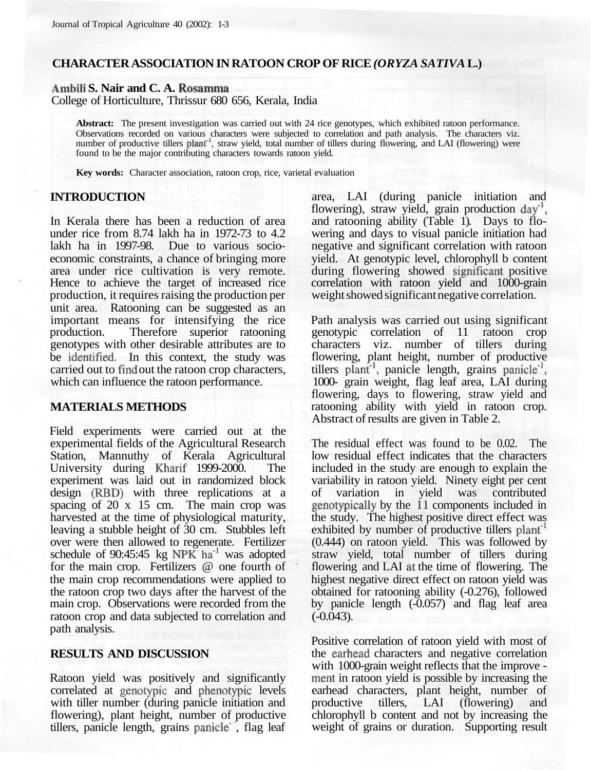# CHARACTER ASSOCIATION IN RATOON CROP OF RICE *(ORYZA SATIVA* L.)

**Ambili S. Nair and C. A. Rosamma**
College of Horticulture, Thrissur 680 656, Kerala, India

> **Abstract:** The present investigation was carried out with 24 rice genotypes, which exhibited ratoon performance. Observations recorded on various characters were subjected to correlation and path analysis. The characters viz. number of productive tillers $plant^{-1}$, straw yield, total number of tillers during flowering, and LAI (flowering) were found to be the major contributing characters towards ratoon yield.
>
> **Key words:** Character association, ratoon crop, rice, varietal evaluation

## INTRODUCTION

In Kerala there has been a reduction of area under rice from 8.74 lakh ha in 1972-73 to 4.2 lakh ha in 1997-98. Due to various socio-economic constraints, a chance of bringing more area under rice cultivation is very remote. Hence to achieve the target of increased rice production, it requires raising the production per unit area. Ratooning can be suggested as an important means for intensifying the rice production. Therefore superior ratooning genotypes with other desirable attributes are to be identified. In this context, the study was carried out to find out the ratoon crop characters, which can influence the ratoon performance.

## MATERIALS METHODS

Field experiments were carried out at the experimental fields of the Agricultural Research Station, Mannuthy of Kerala Agricultural University during Kharif 1999-2000. The experiment was laid out in randomized block design (RBD) with three replications at a spacing of 20 x 15 cm. The main crop was harvested at the time of physiological maturity, leaving a stubble height of 30 cm. Stubbles left over were then allowed to regenerate. Fertilizer schedule of 90:45:45 kg NPK $ha^{-1}$ was adopted for the main crop. Fertilizers @ one fourth of the main crop recommendations were applied to the ratoon crop two days after the harvest of the main crop. Observations were recorded from the ratoon crop and data subjected to correlation and path analysis.

## RESULTS AND DISCUSSION

Ratoon yield was positively and significantly correlated at genotypic and phenotypic levels with tiller number (during panicle initiation and flowering), plant height, number of productive tillers, panicle length, grains $panicle^{-1}$, flag leaf area, LAI (during panicle initiation and flowering), straw yield, grain production $day^{-1}$, and ratooning ability (Table 1). Days to flowering and days to visual panicle initiation had negative and significant correlation with ratoon yield. At genotypic level, chlorophyll b content during flowering showed significant positive correlation with ratoon yield and 1000-grain weight showed significant negative correlation.

Path analysis was carried out using significant genotypic correlation of 11 ratoon crop characters viz. number of tillers during flowering, plant height, number of productive tillers $plant^{-1}$, panicle length, grains $panicle^{-1}$, 1000- grain weight, flag leaf area, LAI during flowering, days to flowering, straw yield and ratooning ability with yield in ratoon crop. Abstract of results are given in Table 2.

The residual effect was found to be 0.02. The low residual effect indicates that the characters included in the study are enough to explain the variability in ratoon yield. Ninety eight per cent of variation in yield was contributed genotypically by the 11 components included in the study. The highest positive direct effect was exhibited by number of productive tillers $plant^{-1}$ (0.444) on ratoon yield. This was followed by straw yield, total number of tillers during flowering and LAI at the time of flowering. The highest negative direct effect on ratoon yield was obtained for ratooning ability (-0.276), followed by panicle length (-0.057) and flag leaf area (-0.043).

Positive correlation of ratoon yield with most of the earhead characters and negative correlation with 1000-grain weight reflects that the improve - ment in ratoon yield is possible by increasing the earhead characters, plant height, number of productive tillers, LAI (flowering) and chlorophyll b content and not by increasing the weight of grains or duration. Supporting result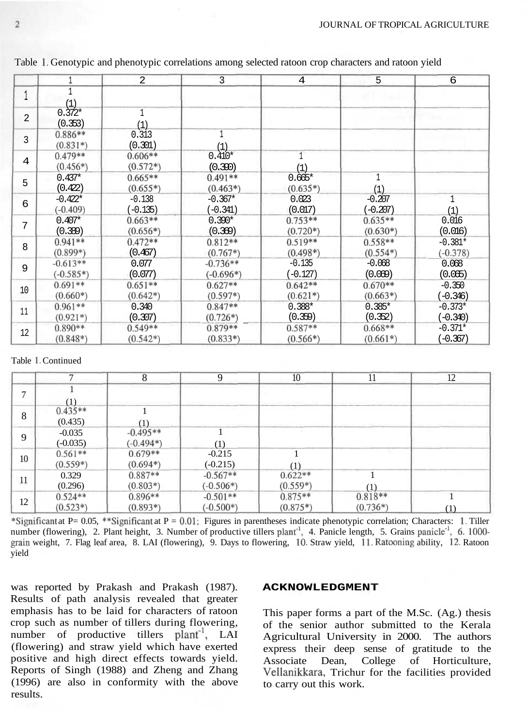Table 1. Genotypic and phenotypic correlations among selected ratoon crop characters and ratoon yield

| | 1 | 2 | 3 | 4 | 5 | 6 |
|---|---|---|---|---|---|---|
| 1 | 1 (1) | | | | | |
| 2 | 0.372* (0.353) | 1 (1) | | | | |
| 3 | 0.886** (0.831*) | 0.313 (0.301) | 1 (1) | | | |
| 4 | 0.479** (0.456*) | 0.606** (0.572*) | 0.410* (0.390) | 1 (1) | | |
| 5 | 0.437* (0.422) | 0.665** (0.655*) | 0.491** (0.463*) | 0.665* (0.635*) | 1 (1) | |
| 6 | -0.422* (-0.409) | -0.138 (-0.135) | -0.367* (-0.341) | 0.023 (0.017) | -0.207 (-0.207) | 1 (1) |
| 7 | 0.407* (0.389) | 0.663** (0.656*) | 0.390* (0.369) | 0.753** (0.720*) | 0.635** (0.630*) | 0.016 (0.016) |
| 8 | 0.941** (0.899*) | 0.472** (0.467) | 0.812** (0.767*) | 0.519** (0.498*) | 0.558** (0.554*) | -0.381* (-0.378) |
| 9 | -0.613** (-0.585*) | 0.077 (0.077) | -0.736** (-0.696*) | -0.135 (-0.127) | -0.068 (0.069) | 0.068 (0.065) |
| 10 | 0.691** (0.660*) | 0.651** (0.642*) | 0.627** (0.597*) | 0.642** (0.621*) | 0.670** (0.663*) | -0.350 (-0.346) |
| 11 | 0.961** (0.921*) | 0.340 (0.307) | 0.847** (0.726*) | 0.388* (0.359) | 0.385* (0.352) | -0.373* (-0.340) |
| 12 | 0.890** (0.848*) | 0.549** (0.542*) | 0.879** (0.833*) | 0.587** (0.566*) | 0.668** (0.661*) | -0.371* (-0.367) |

Table 1. Continued

| | 7 | 8 | 9 | 10 | 11 | 12 |
|---|---|---|---|---|---|---|
| 7 | 1 (1) | | | | | |
| 8 | 0.435** (0.435) | 1 (1) | | | | |
| 9 | -0.035 (-0.035) | -0.495** (-0.494*) | 1 (1) | | | |
| 10 | 0.561** (0.559*) | 0.679** (0.694*) | -0.215 (-0.215) | 1 (1) | | |
| 11 | 0.329 (0.296) | 0.887** (0.803*) | -0.567** (-0.506*) | 0.622** (0.559*) | 1 (1) | |
| 12 | 0.524** (0.523*) | 0.896** (0.893*) | -0.501** (-0.500*) | 0.875** (0.875*) | 0.818** (0.736*) | 1 (1) |

*Significant at P= 0.05, **Significant at P = 0.01; Figures in parentheses indicate phenotypic correlation; Characters: 1. Tiller number (flowering), 2. Plant height, 3. Number of productive tillers $plant^{-1}$, 4. Panicle length, 5. Grains $panicle^{-1}$, 6. 1000-grain weight, 7. Flag leaf area, 8. LAI (flowering), 9. Days to flowering, 10. Straw yield, 11. Ratooning ability, 12. Ratoon yield

was reported by Prakash and Prakash (1987). Results of path analysis revealed that greater emphasis has to be laid for characters of ratoon crop such as number of tillers during flowering, number of productive tillers $plant^{-1}$, LAI (flowering) and straw yield which have exerted positive and high direct effects towards yield. Reports of Singh (1988) and Zheng and Zhang (1996) are also in conformity with the above results.

## ACKNOWLEDGMENT

This paper forms a part of the M.Sc. (Ag.) thesis of the senior author submitted to the Kerala Agricultural University in 2000. The authors express their deep sense of gratitude to the Associate Dean, College of Horticulture, Vellanikkara, Trichur for the facilities provided to carry out this work.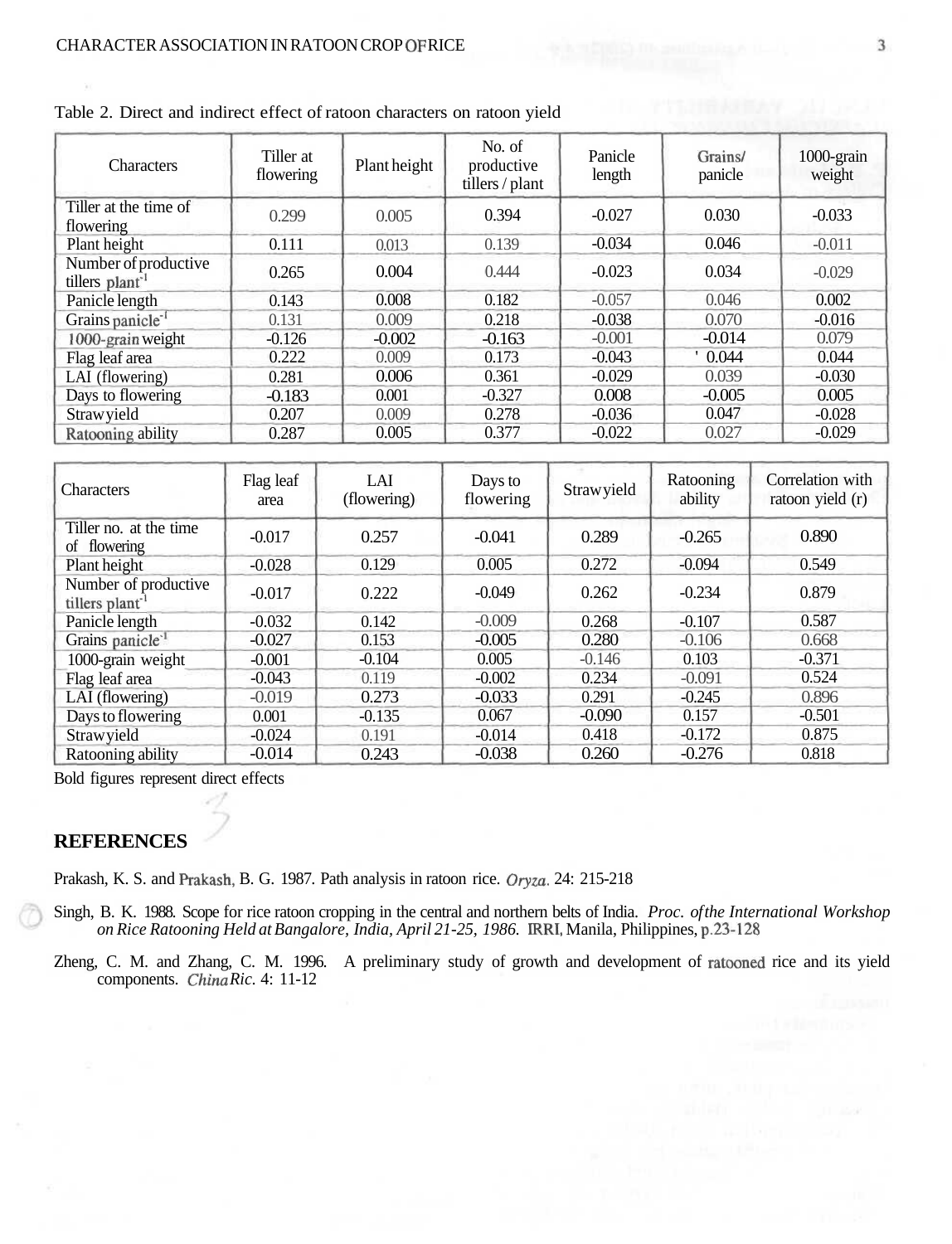Table 2. Direct and indirect effect of ratoon characters on ratoon yield

| Characters | Tiller at flowering | Plant height | No. of productive tillers / plant | Panicle length | Grains/ panicle | 1000-grain weight |
|---|---|---|---|---|---|---|
| Tiller at the time of flowering | 0.299 | 0.005 | 0.394 | -0.027 | 0.030 | -0.033 |
| Plant height | 0.111 | 0.013 | 0.139 | -0.034 | 0.046 | -0.011 |
| Number of productive tillers plant$^{-1}$ | 0.265 | 0.004 | 0.444 | -0.023 | 0.034 | -0.029 |
| Panicle length | 0.143 | 0.008 | 0.182 | -0.057 | 0.046 | 0.002 |
| Grains panicle$^{-1}$ | 0.131 | 0.009 | 0.218 | -0.038 | 0.070 | -0.016 |
| 1000-grain weight | -0.126 | -0.002 | -0.163 | -0.001 | -0.014 | 0.079 |
| Flag leaf area | 0.222 | 0.009 | 0.173 | -0.043 | 0.044 | 0.044 |
| LAI (flowering) | 0.281 | 0.006 | 0.361 | -0.029 | 0.039 | -0.030 |
| Days to flowering | -0.183 | 0.001 | -0.327 | 0.008 | -0.005 | 0.005 |
| Straw yield | 0.207 | 0.009 | 0.278 | -0.036 | 0.047 | -0.028 |
| Ratooning ability | 0.287 | 0.005 | 0.377 | -0.022 | 0.027 | -0.029 |

| Characters | Flag leaf area | LAI (flowering) | Days to flowering | Straw yield | Ratooning ability | Correlation with ratoon yield (r) |
|---|---|---|---|---|---|---|
| Tiller no. at the time of flowering | -0.017 | 0.257 | -0.041 | 0.289 | -0.265 | 0.890 |
| Plant height | -0.028 | 0.129 | 0.005 | 0.272 | -0.094 | 0.549 |
| Number of productive tillers plant$^{-1}$ | -0.017 | 0.222 | -0.049 | 0.262 | -0.234 | 0.879 |
| Panicle length | -0.032 | 0.142 | -0.009 | 0.268 | -0.107 | 0.587 |
| Grains panicle$^{-1}$ | -0.027 | 0.153 | -0.005 | 0.280 | -0.106 | 0.668 |
| 1000-grain weight | -0.001 | -0.104 | 0.005 | -0.146 | 0.103 | -0.371 |
| Flag leaf area | -0.043 | 0.119 | -0.002 | 0.234 | -0.091 | 0.524 |
| LAI (flowering) | -0.019 | 0.273 | -0.033 | 0.291 | -0.245 | 0.896 |
| Days to flowering | 0.001 | -0.135 | 0.067 | -0.090 | 0.157 | -0.501 |
| Straw yield | -0.024 | 0.191 | -0.014 | 0.418 | -0.172 | 0.875 |
| Ratooning ability | -0.014 | 0.243 | -0.038 | 0.260 | -0.276 | 0.818 |

Bold figures represent direct effects

## REFERENCES

Prakash, K. S. and Prakash, B. G. 1987. Path analysis in ratoon rice. *Oryza*. 24: 215-218

Singh, B. K. 1988. Scope for rice ratoon cropping in the central and northern belts of India. *Proc. of the International Workshop on Rice Ratooning Held at Bangalore, India, April 21-25, 1986*. IRRI, Manila, Philippines, p.23-128

Zheng, C. M. and Zhang, C. M. 1996. A preliminary study of growth and development of ratooned rice and its yield components. *China Ric*. 4: 11-12